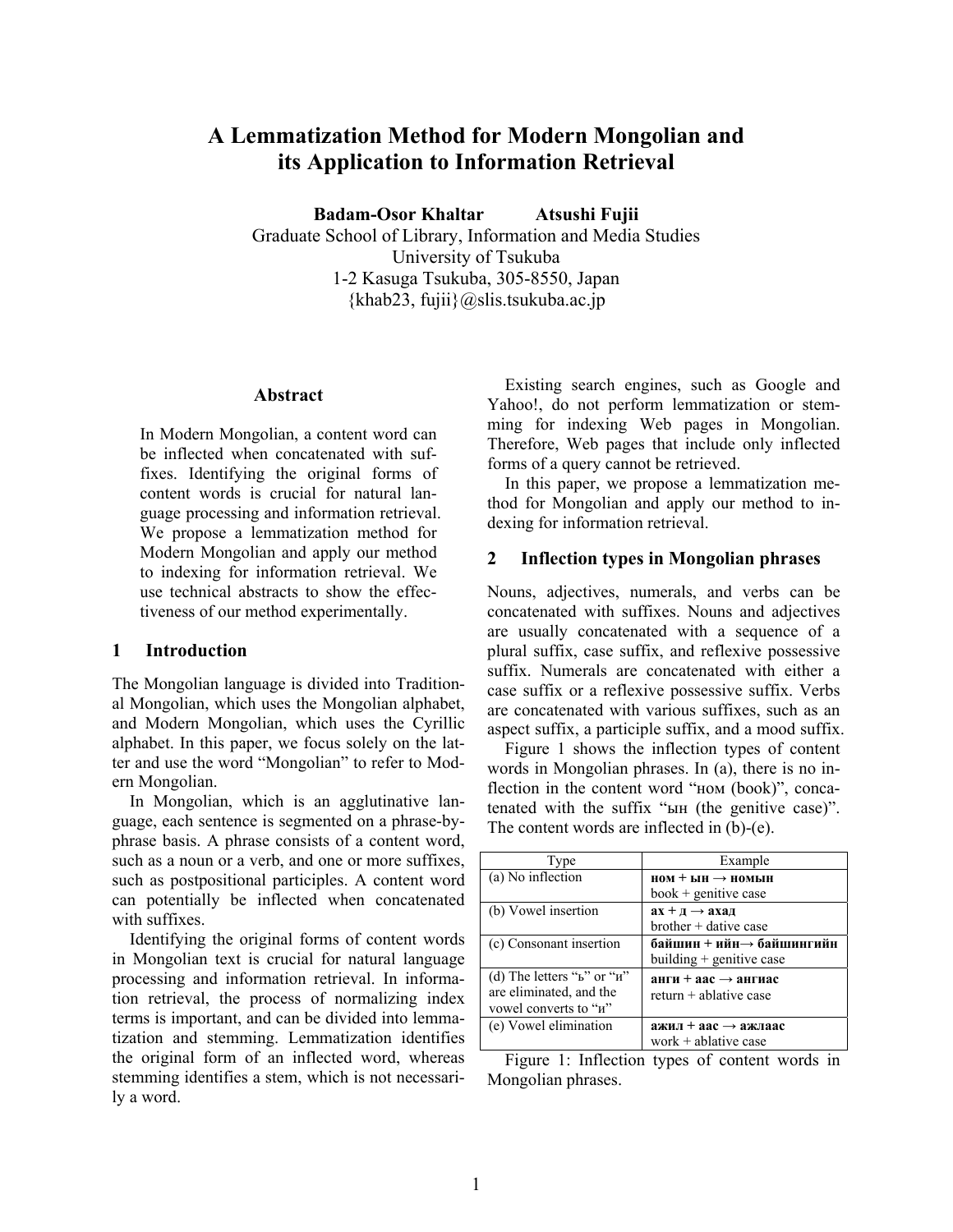# A Lemmatization Method for Modern Mongolian and its Application to Information Retrieval

**Badam-Osor Khaltar Atsushi Fujii**

Graduate School of Library, Information and Media Studies
University of Tsukuba
1-2 Kasuga Tsukuba, 305-8550, Japan
{khab23, fujii}@slis.tsukuba.ac.jp

## Abstract

In Modern Mongolian, a content word can be inflected when concatenated with suffixes. Identifying the original forms of content words is crucial for natural language processing and information retrieval. We propose a lemmatization method for Modern Mongolian and apply our method to indexing for information retrieval. We use technical abstracts to show the effectiveness of our method experimentally.

## 1 Introduction

The Mongolian language is divided into Traditional Mongolian, which uses the Mongolian alphabet, and Modern Mongolian, which uses the Cyrillic alphabet. In this paper, we focus solely on the latter and use the word "Mongolian" to refer to Modern Mongolian.

In Mongolian, which is an agglutinative language, each sentence is segmented on a phrase-by-phrase basis. A phrase consists of a content word, such as a noun or a verb, and one or more suffixes, such as postpositional participles. A content word can potentially be inflected when concatenated with suffixes.

Identifying the original forms of content words in Mongolian text is crucial for natural language processing and information retrieval. In information retrieval, the process of normalizing index terms is important, and can be divided into lemmatization and stemming. Lemmatization identifies the original form of an inflected word, whereas stemming identifies a stem, which is not necessarily a word.

Existing search engines, such as Google and Yahoo!, do not perform lemmatization or stemming for indexing Web pages in Mongolian. Therefore, Web pages that include only inflected forms of a query cannot be retrieved.

In this paper, we propose a lemmatization method for Mongolian and apply our method to indexing for information retrieval.

## 2 Inflection types in Mongolian phrases

Nouns, adjectives, numerals, and verbs can be concatenated with suffixes. Nouns and adjectives are usually concatenated with a sequence of a plural suffix, case suffix, and reflexive possessive suffix. Numerals are concatenated with either a case suffix or a reflexive possessive suffix. Verbs are concatenated with various suffixes, such as an aspect suffix, a participle suffix, and a mood suffix.

Figure 1 shows the inflection types of content words in Mongolian phrases. In (a), there is no inflection in the content word "ном (book)", concatenated with the suffix "ын (the genitive case)". The content words are inflected in (b)-(e).

| Type | Example |
| --- | --- |
| (a) No inflection | **ном + ын → номын**<br>book + genitive case |
| (b) Vowel insertion | **ах + д → ахад**<br>brother + dative case |
| (c) Consonant insertion | **байшин + ийн→ байшингийн**<br>building + genitive case |
| (d) The letters "ь" or "и" are eliminated, and the vowel converts to "и" | **анги + аас → ангиас**<br>return + ablative case |
| (e) Vowel elimination | **ажил + аас → ажлаас**<br>work + ablative case |

Figure 1: Inflection types of content words in Mongolian phrases.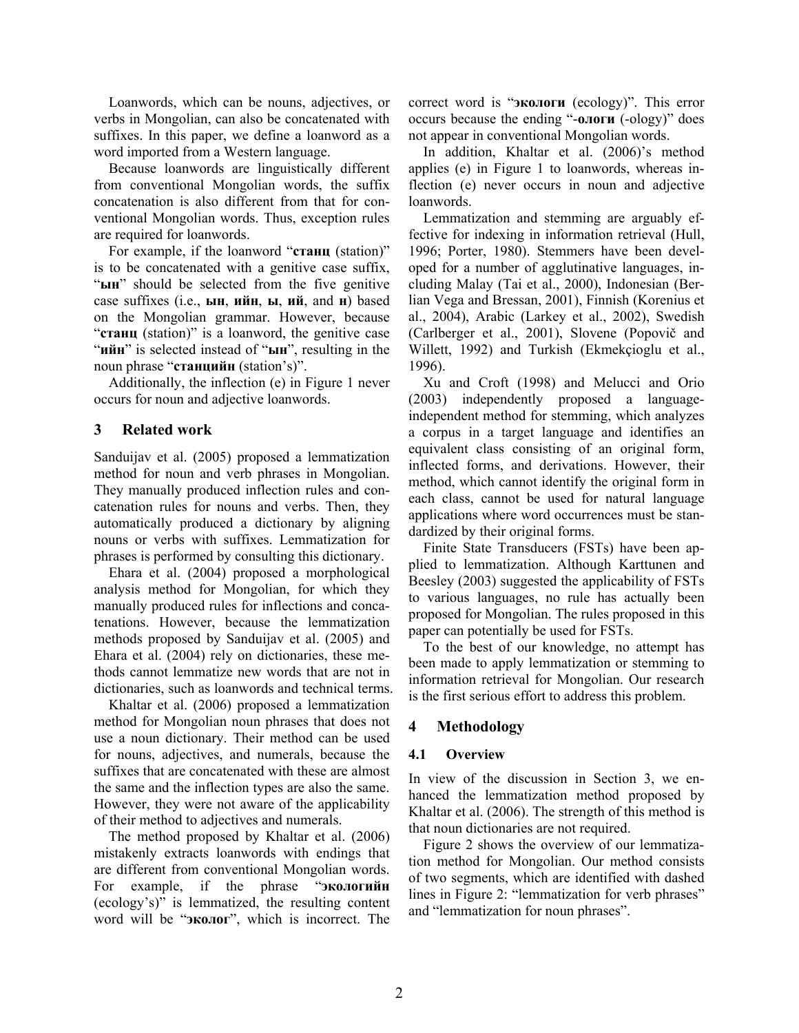Loanwords, which can be nouns, adjectives, or verbs in Mongolian, can also be concatenated with suffixes. In this paper, we define a loanword as a word imported from a Western language.

Because loanwords are linguistically different from conventional Mongolian words, the suffix concatenation is also different from that for conventional Mongolian words. Thus, exception rules are required for loanwords.

For example, if the loanword "**станц** (station)" is to be concatenated with a genitive case suffix, "**ын**" should be selected from the five genitive case suffixes (i.e., **ын**, **ийн**, **ы**, **ий**, and **н**) based on the Mongolian grammar. However, because "**станц** (station)" is a loanword, the genitive case "**ийн**" is selected instead of "**ын**", resulting in the noun phrase "**станцийн** (station's)".

Additionally, the inflection (e) in Figure 1 never occurs for noun and adjective loanwords.

## 3 Related work

Sanduijav et al. (2005) proposed a lemmatization method for noun and verb phrases in Mongolian. They manually produced inflection rules and concatenation rules for nouns and verbs. Then, they automatically produced a dictionary by aligning nouns or verbs with suffixes. Lemmatization for phrases is performed by consulting this dictionary.

Ehara et al. (2004) proposed a morphological analysis method for Mongolian, for which they manually produced rules for inflections and concatenations. However, because the lemmatization methods proposed by Sanduijav et al. (2005) and Ehara et al. (2004) rely on dictionaries, these methods cannot lemmatize new words that are not in dictionaries, such as loanwords and technical terms.

Khaltar et al. (2006) proposed a lemmatization method for Mongolian noun phrases that does not use a noun dictionary. Their method can be used for nouns, adjectives, and numerals, because the suffixes that are concatenated with these are almost the same and the inflection types are also the same. However, they were not aware of the applicability of their method to adjectives and numerals.

The method proposed by Khaltar et al. (2006) mistakenly extracts loanwords with endings that are different from conventional Mongolian words. For example, if the phrase "**экологийн** (ecology's)" is lemmatized, the resulting content word will be "**эколог**", which is incorrect. The correct word is "**экологи** (ecology)". This error occurs because the ending "**-ологи** (-ology)" does not appear in conventional Mongolian words.

In addition, Khaltar et al. (2006)'s method applies (e) in Figure 1 to loanwords, whereas inflection (e) never occurs in noun and adjective loanwords.

Lemmatization and stemming are arguably effective for indexing in information retrieval (Hull, 1996; Porter, 1980). Stemmers have been developed for a number of agglutinative languages, including Malay (Tai et al., 2000), Indonesian (Berlian Vega and Bressan, 2001), Finnish (Korenius et al., 2004), Arabic (Larkey et al., 2002), Swedish (Carlberger et al., 2001), Slovene (Popovič and Willett, 1992) and Turkish (Ekmekçioglu et al., 1996).

Xu and Croft (1998) and Melucci and Orio (2003) independently proposed a language-independent method for stemming, which analyzes a corpus in a target language and identifies an equivalent class consisting of an original form, inflected forms, and derivations. However, their method, which cannot identify the original form in each class, cannot be used for natural language applications where word occurrences must be standardized by their original forms.

Finite State Transducers (FSTs) have been applied to lemmatization. Although Karttunen and Beesley (2003) suggested the applicability of FSTs to various languages, no rule has actually been proposed for Mongolian. The rules proposed in this paper can potentially be used for FSTs.

To the best of our knowledge, no attempt has been made to apply lemmatization or stemming to information retrieval for Mongolian. Our research is the first serious effort to address this problem.

## 4 Methodology

### 4.1 Overview

In view of the discussion in Section 3, we enhanced the lemmatization method proposed by Khaltar et al. (2006). The strength of this method is that noun dictionaries are not required.

Figure 2 shows the overview of our lemmatization method for Mongolian. Our method consists of two segments, which are identified with dashed lines in Figure 2: "lemmatization for verb phrases" and "lemmatization for noun phrases".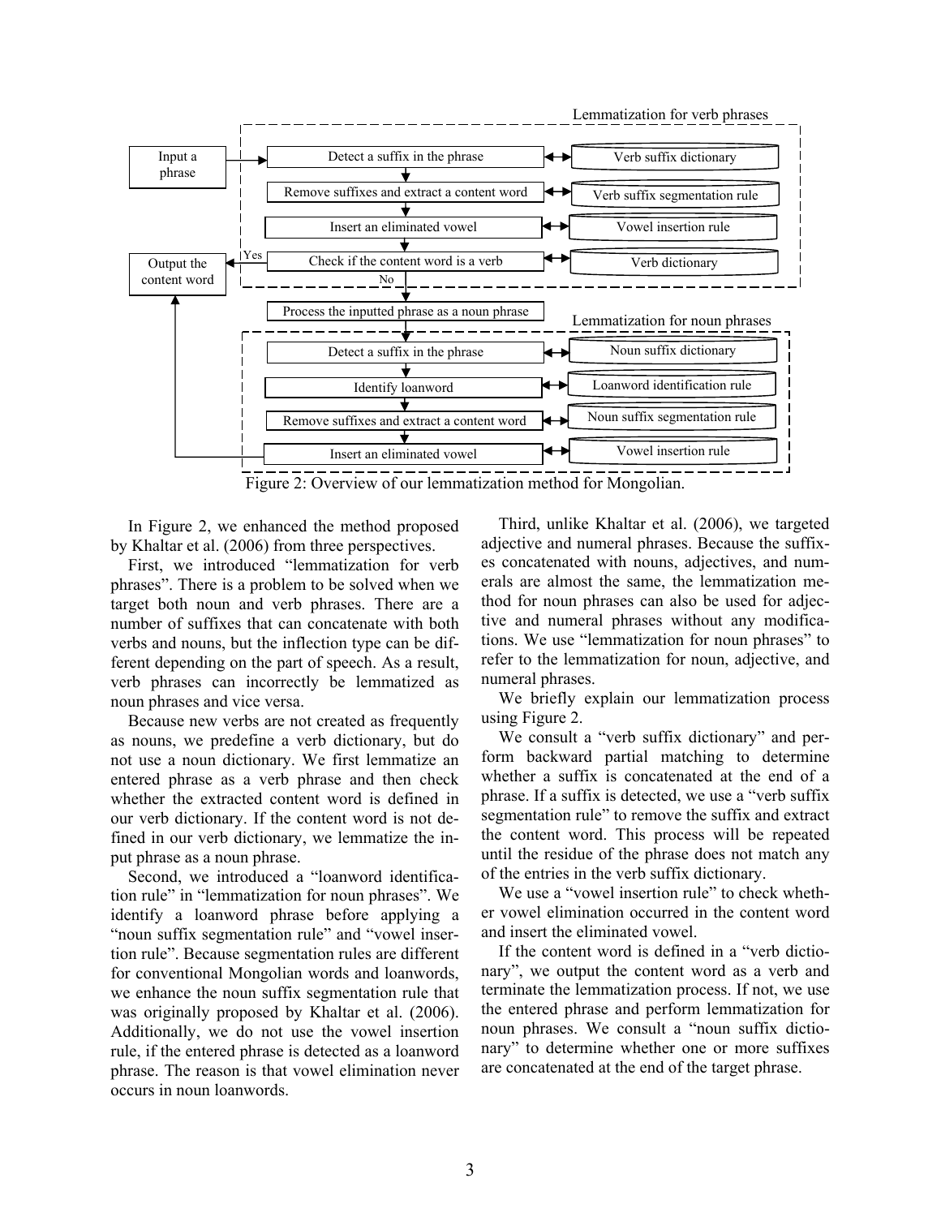Figure 2: Overview of our lemmatization method for Mongolian.

In Figure 2, we enhanced the method proposed by Khaltar et al. (2006) from three perspectives.

First, we introduced "lemmatization for verb phrases". There is a problem to be solved when we target both noun and verb phrases. There are a number of suffixes that can concatenate with both verbs and nouns, but the inflection type can be different depending on the part of speech. As a result, verb phrases can incorrectly be lemmatized as noun phrases and vice versa.

Because new verbs are not created as frequently as nouns, we predefine a verb dictionary, but do not use a noun dictionary. We first lemmatize an entered phrase as a verb phrase and then check whether the extracted content word is defined in our verb dictionary. If the content word is not defined in our verb dictionary, we lemmatize the input phrase as a noun phrase.

Second, we introduced a "loanword identification rule" in "lemmatization for noun phrases". We identify a loanword phrase before applying a "noun suffix segmentation rule" and "vowel insertion rule". Because segmentation rules are different for conventional Mongolian words and loanwords, we enhance the noun suffix segmentation rule that was originally proposed by Khaltar et al. (2006). Additionally, we do not use the vowel insertion rule, if the entered phrase is detected as a loanword phrase. The reason is that vowel elimination never occurs in noun loanwords.

Third, unlike Khaltar et al. (2006), we targeted adjective and numeral phrases. Because the suffixes concatenated with nouns, adjectives, and numerals are almost the same, the lemmatization method for noun phrases can also be used for adjective and numeral phrases without any modifications. We use "lemmatization for noun phrases" to refer to the lemmatization for noun, adjective, and numeral phrases.

We briefly explain our lemmatization process using Figure 2.

We consult a "verb suffix dictionary" and perform backward partial matching to determine whether a suffix is concatenated at the end of a phrase. If a suffix is detected, we use a "verb suffix segmentation rule" to remove the suffix and extract the content word. This process will be repeated until the residue of the phrase does not match any of the entries in the verb suffix dictionary.

We use a "vowel insertion rule" to check whether vowel elimination occurred in the content word and insert the eliminated vowel.

If the content word is defined in a "verb dictionary", we output the content word as a verb and terminate the lemmatization process. If not, we use the entered phrase and perform lemmatization for noun phrases. We consult a "noun suffix dictionary" to determine whether one or more suffixes are concatenated at the end of the target phrase.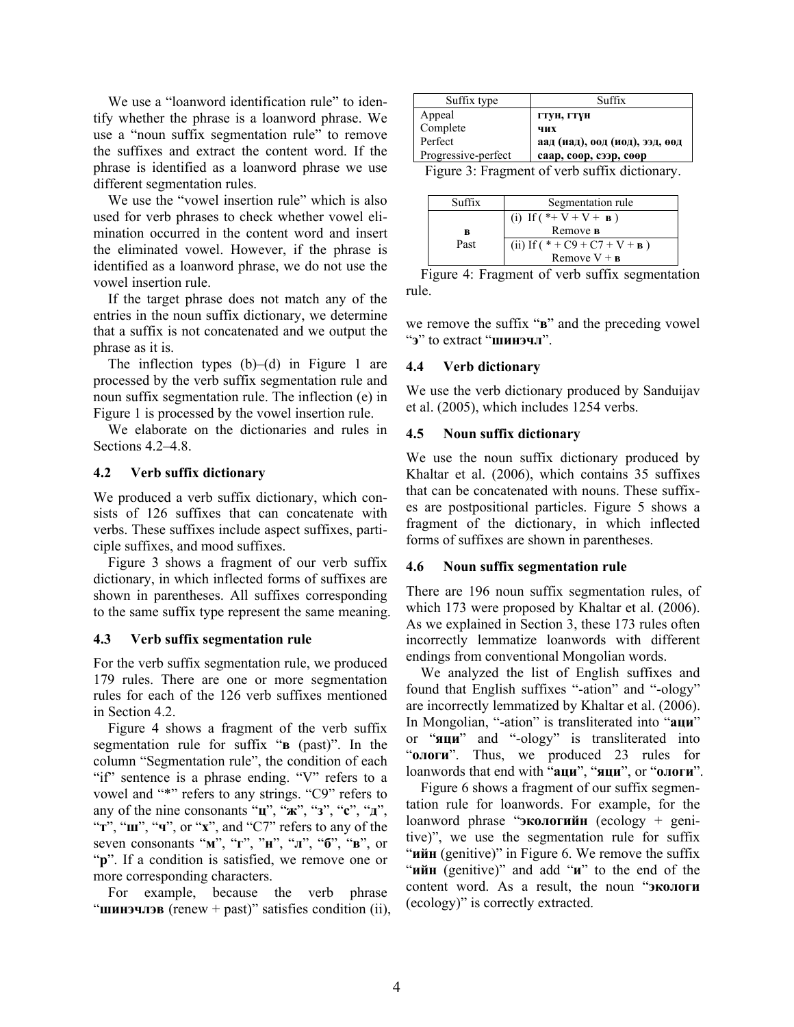We use a "loanword identification rule" to identify whether the phrase is a loanword phrase. We use a "noun suffix segmentation rule" to remove the suffixes and extract the content word. If the phrase is identified as a loanword phrase we use different segmentation rules.

We use the "vowel insertion rule" which is also used for verb phrases to check whether vowel elimination occurred in the content word and insert the eliminated vowel. However, if the phrase is identified as a loanword phrase, we do not use the vowel insertion rule.

If the target phrase does not match any of the entries in the noun suffix dictionary, we determine that a suffix is not concatenated and we output the phrase as it is.

The inflection types (b)–(d) in Figure 1 are processed by the verb suffix segmentation rule and noun suffix segmentation rule. The inflection (e) in Figure 1 is processed by the vowel insertion rule.

We elaborate on the dictionaries and rules in Sections 4.2–4.8.

### 4.2 Verb suffix dictionary

We produced a verb suffix dictionary, which consists of 126 suffixes that can concatenate with verbs. These suffixes include aspect suffixes, participle suffixes, and mood suffixes.

Figure 3 shows a fragment of our verb suffix dictionary, in which inflected forms of suffixes are shown in parentheses. All suffixes corresponding to the same suffix type represent the same meaning.

| Suffix type | Suffix |
|---|---|
| Appeal | **гтун, гтүн** |
| Complete | **чих** |
| Perfect | **аад (иад), оод (иод), ээд, өөд** |
| Progressive-perfect | **саар, соор, сээр, сөөр** |

Figure 3: Fragment of verb suffix dictionary.

### 4.3 Verb suffix segmentation rule

For the verb suffix segmentation rule, we produced 179 rules. There are one or more segmentation rules for each of the 126 verb suffixes mentioned in Section 4.2.

| Suffix | Segmentation rule |
|---|---|
| **в** Past | (i) If ( *+ V + V + **в** ) Remove **в** |
| | (ii) If ( * + C9 + C7 + V + **в** ) Remove V + **в** |

Figure 4: Fragment of verb suffix segmentation rule.

Figure 4 shows a fragment of the verb suffix segmentation rule for suffix "**в** (past)". In the column "Segmentation rule", the condition of each "if" sentence is a phrase ending. "V" refers to a vowel and "*" refers to any strings. "C9" refers to any of the nine consonants "**ц**", "**ж**", "**з**", "**с**", "**д**", "**т**", "**ш**", "**ч**", or "**х**", and "C7" refers to any of the seven consonants "**м**", "**г**", "**н**", "**л**", "**б**", "**в**", or "**р**". If a condition is satisfied, we remove one or more corresponding characters.

For example, because the verb phrase "**шинэчлэв** (renew + past)" satisfies condition (ii), we remove the suffix "**в**" and the preceding vowel "**э**" to extract "**шинэчл**".

### 4.4 Verb dictionary

We use the verb dictionary produced by Sanduijav et al. (2005), which includes 1254 verbs.

### 4.5 Noun suffix dictionary

We use the noun suffix dictionary produced by Khaltar et al. (2006), which contains 35 suffixes that can be concatenated with nouns. These suffixes are postpositional particles. Figure 5 shows a fragment of the dictionary, in which inflected forms of suffixes are shown in parentheses.

### 4.6 Noun suffix segmentation rule

There are 196 noun suffix segmentation rules, of which 173 were proposed by Khaltar et al. (2006). As we explained in Section 3, these 173 rules often incorrectly lemmatize loanwords with different endings from conventional Mongolian words.

We analyzed the list of English suffixes and found that English suffixes "-ation" and "-ology" are incorrectly lemmatized by Khaltar et al. (2006). In Mongolian, "-ation" is transliterated into "**аци**" or "**яци**" and "-ology" is transliterated into "**ологи**". Thus, we produced 23 rules for loanwords that end with "**аци**", "**яци**", or "**ологи**".

Figure 6 shows a fragment of our suffix segmentation rule for loanwords. For example, for the loanword phrase "**экологийн** (ecology + genitive)", we use the segmentation rule for suffix "**ийн** (genitive)" in Figure 6. We remove the suffix "**ийн** (genitive)" and add "**и**" to the end of the content word. As a result, the noun "**экологи** (ecology)" is correctly extracted.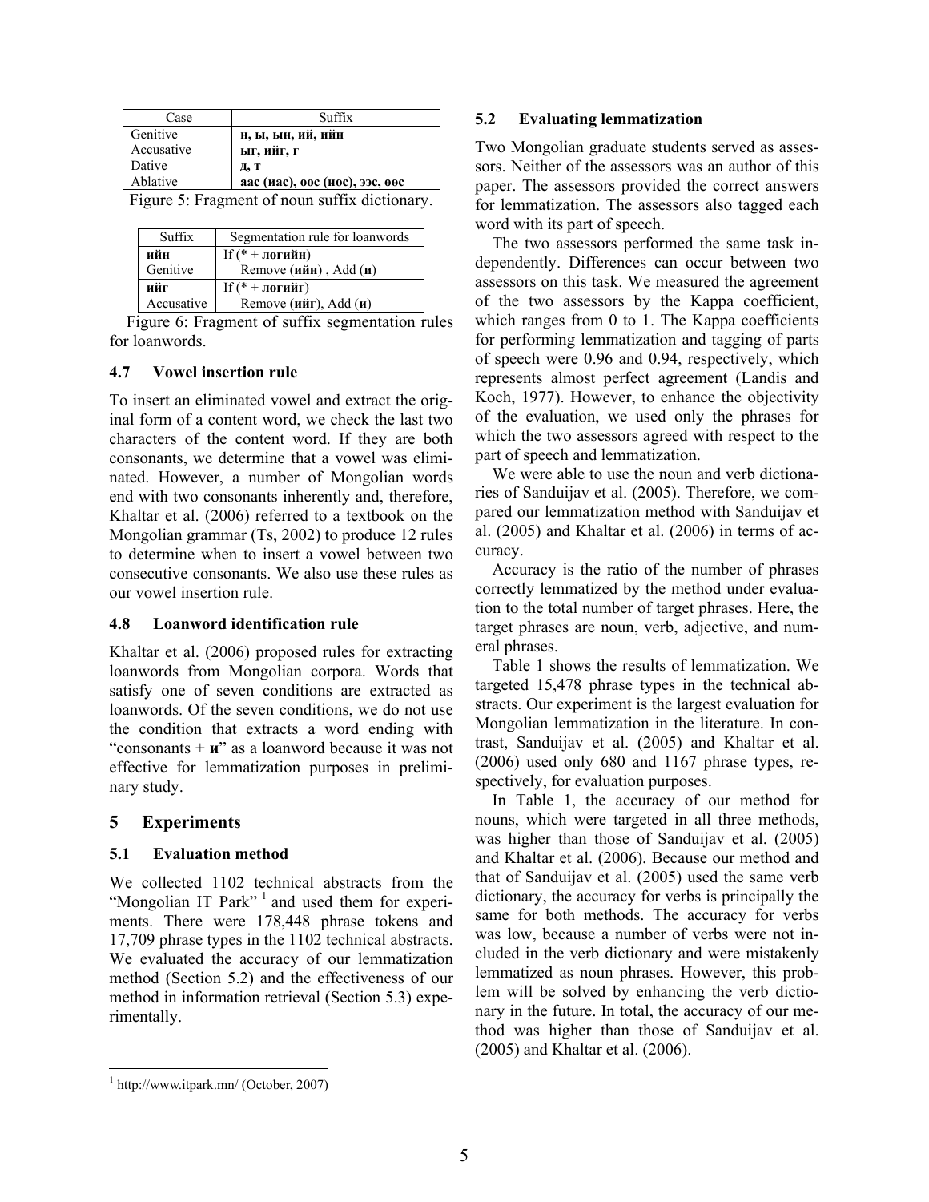| Case | Suffix |
| --- | --- |
| Genitive | **н, ы, ын, ий, ийн** |
| Accusative | **ыг, ийг, г** |
| Dative | **д, т** |
| Ablative | **аас (иас), оос (иос), ээс, оос** |

Figure 5: Fragment of noun suffix dictionary.

| Suffix | Segmentation rule for loanwords |
| --- | --- |
| **ийн** Genitive | If (* + **логийн**) Remove (**ийн**) , Add (**и**) |
| **ийг** Accusative | If (* + **логийг**) Remove (**ийг**), Add (**и**) |

Figure 6: Fragment of suffix segmentation rules for loanwords.

### 4.7 Vowel insertion rule

To insert an eliminated vowel and extract the original form of a content word, we check the last two characters of the content word. If they are both consonants, we determine that a vowel was eliminated. However, a number of Mongolian words end with two consonants inherently and, therefore, Khaltar et al. (2006) referred to a textbook on the Mongolian grammar (Ts, 2002) to produce 12 rules to determine when to insert a vowel between two consecutive consonants. We also use these rules as our vowel insertion rule.

### 4.8 Loanword identification rule

Khaltar et al. (2006) proposed rules for extracting loanwords from Mongolian corpora. Words that satisfy one of seven conditions are extracted as loanwords. Of the seven conditions, we do not use the condition that extracts a word ending with "consonants + **и**" as a loanword because it was not effective for lemmatization purposes in preliminary study.

## 5 Experiments

### 5.1 Evaluation method

We collected 1102 technical abstracts from the "Mongolian IT Park" [1] and used them for experiments. There were 178,448 phrase tokens and 17,709 phrase types in the 1102 technical abstracts. We evaluated the accuracy of our lemmatization method (Section 5.2) and the effectiveness of our method in information retrieval (Section 5.3) experimentally.

[1] http://www.itpark.mn/ (October, 2007)

### 5.2 Evaluating lemmatization

Two Mongolian graduate students served as assessors. Neither of the assessors was an author of this paper. The assessors provided the correct answers for lemmatization. The assessors also tagged each word with its part of speech.

The two assessors performed the same task independently. Differences can occur between two assessors on this task. We measured the agreement of the two assessors by the Kappa coefficient, which ranges from 0 to 1. The Kappa coefficients for performing lemmatization and tagging of parts of speech were 0.96 and 0.94, respectively, which represents almost perfect agreement (Landis and Koch, 1977). However, to enhance the objectivity of the evaluation, we used only the phrases for which the two assessors agreed with respect to the part of speech and lemmatization.

We were able to use the noun and verb dictionaries of Sanduijav et al. (2005). Therefore, we compared our lemmatization method with Sanduijav et al. (2005) and Khaltar et al. (2006) in terms of accuracy.

Accuracy is the ratio of the number of phrases correctly lemmatized by the method under evaluation to the total number of target phrases. Here, the target phrases are noun, verb, adjective, and numeral phrases.

Table 1 shows the results of lemmatization. We targeted 15,478 phrase types in the technical abstracts. Our experiment is the largest evaluation for Mongolian lemmatization in the literature. In contrast, Sanduijav et al. (2005) and Khaltar et al. (2006) used only 680 and 1167 phrase types, respectively, for evaluation purposes.

In Table 1, the accuracy of our method for nouns, which were targeted in all three methods, was higher than those of Sanduijav et al. (2005) and Khaltar et al. (2006). Because our method and that of Sanduijav et al. (2005) used the same verb dictionary, the accuracy for verbs is principally the same for both methods. The accuracy for verbs was low, because a number of verbs were not included in the verb dictionary and were mistakenly lemmatized as noun phrases. However, this problem will be solved by enhancing the verb dictionary in the future. In total, the accuracy of our method was higher than those of Sanduijav et al. (2005) and Khaltar et al. (2006).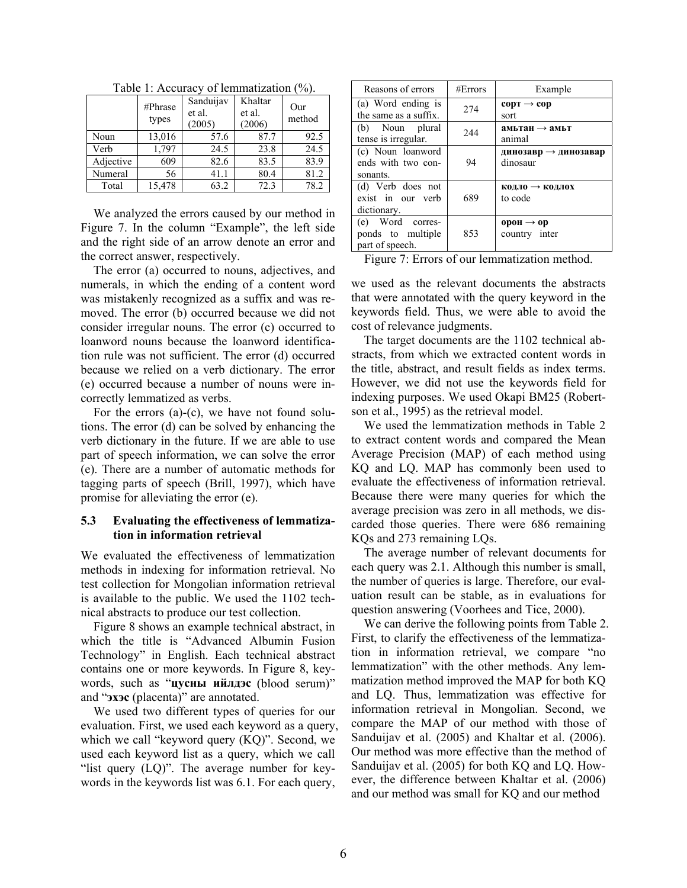Table 1: Accuracy of lemmatization (%).

| | #Phrase types | Sanduijav et al. (2005) | Khaltar et al. (2006) | Our method |
|---|---|---|---|---|
| Noun | 13,016 | 57.6 | 87.7 | 92.5 |
| Verb | 1,797 | 24.5 | 23.8 | 24.5 |
| Adjective | 609 | 82.6 | 83.5 | 83.9 |
| Numeral | 56 | 41.1 | 80.4 | 81.2 |
| Total | 15,478 | 63.2 | 72.3 | 78.2 |

We analyzed the errors caused by our method in Figure 7. In the column "Example", the left side and the right side of an arrow denote an error and the correct answer, respectively.

The error (a) occurred to nouns, adjectives, and numerals, in which the ending of a content word was mistakenly recognized as a suffix and was removed. The error (b) occurred because we did not consider irregular nouns. The error (c) occurred to loanword nouns because the loanword identification rule was not sufficient. The error (d) occurred because we relied on a verb dictionary. The error (e) occurred because a number of nouns were incorrectly lemmatized as verbs.

For the errors (a)-(c), we have not found solutions. The error (d) can be solved by enhancing the verb dictionary in the future. If we are able to use part of speech information, we can solve the error (e). There are a number of automatic methods for tagging parts of speech (Brill, 1997), which have promise for alleviating the error (e).

| Reasons of errors | #Errors | Example |
|---|---|---|
| (a) Word ending is the same as a suffix. | 274 | **сорт → сор** sort |
| (b) Noun plural tense is irregular. | 244 | **амьтан → амьт** animal |
| (c) Noun loanword ends with two consonants. | 94 | **динозавр → динозавар** dinosaur |
| (d) Verb does not exist in our verb dictionary. | 689 | **кодло → кодлох** to code |
| (e) Word corresponds to multiple part of speech. | 853 | **орон → ор** country inter |

Figure 7: Errors of our lemmatization method.

### 5.3 Evaluating the effectiveness of lemmatization in information retrieval

We evaluated the effectiveness of lemmatization methods in indexing for information retrieval. No test collection for Mongolian information retrieval is available to the public. We used the 1102 technical abstracts to produce our test collection.

Figure 8 shows an example technical abstract, in which the title is "Advanced Albumin Fusion Technology" in English. Each technical abstract contains one or more keywords. In Figure 8, keywords, such as "**цусны ийлдэс** (blood serum)" and "**эхэс** (placenta)" are annotated.

We used two different types of queries for our evaluation. First, we used each keyword as a query, which we call "keyword query (KQ)". Second, we used each keyword list as a query, which we call "list query (LQ)". The average number for keywords in the keywords list was 6.1. For each query, we used as the relevant documents the abstracts that were annotated with the query keyword in the keywords field. Thus, we were able to avoid the cost of relevance judgments.

The target documents are the 1102 technical abstracts, from which we extracted content words in the title, abstract, and result fields as index terms. However, we did not use the keywords field for indexing purposes. We used Okapi BM25 (Robertson et al., 1995) as the retrieval model.

We used the lemmatization methods in Table 2 to extract content words and compared the Mean Average Precision (MAP) of each method using KQ and LQ. MAP has commonly been used to evaluate the effectiveness of information retrieval. Because there were many queries for which the average precision was zero in all methods, we discarded those queries. There were 686 remaining KQs and 273 remaining LQs.

The average number of relevant documents for each query was 2.1. Although this number is small, the number of queries is large. Therefore, our evaluation result can be stable, as in evaluations for question answering (Voorhees and Tice, 2000).

We can derive the following points from Table 2. First, to clarify the effectiveness of the lemmatization in information retrieval, we compare "no lemmatization" with the other methods. Any lemmatization method improved the MAP for both KQ and LQ. Thus, lemmatization was effective for information retrieval in Mongolian. Second, we compare the MAP of our method with those of Sanduijav et al. (2005) and Khaltar et al. (2006). Our method was more effective than the method of Sanduijav et al. (2005) for both KQ and LQ. However, the difference between Khaltar et al. (2006) and our method was small for KQ and our method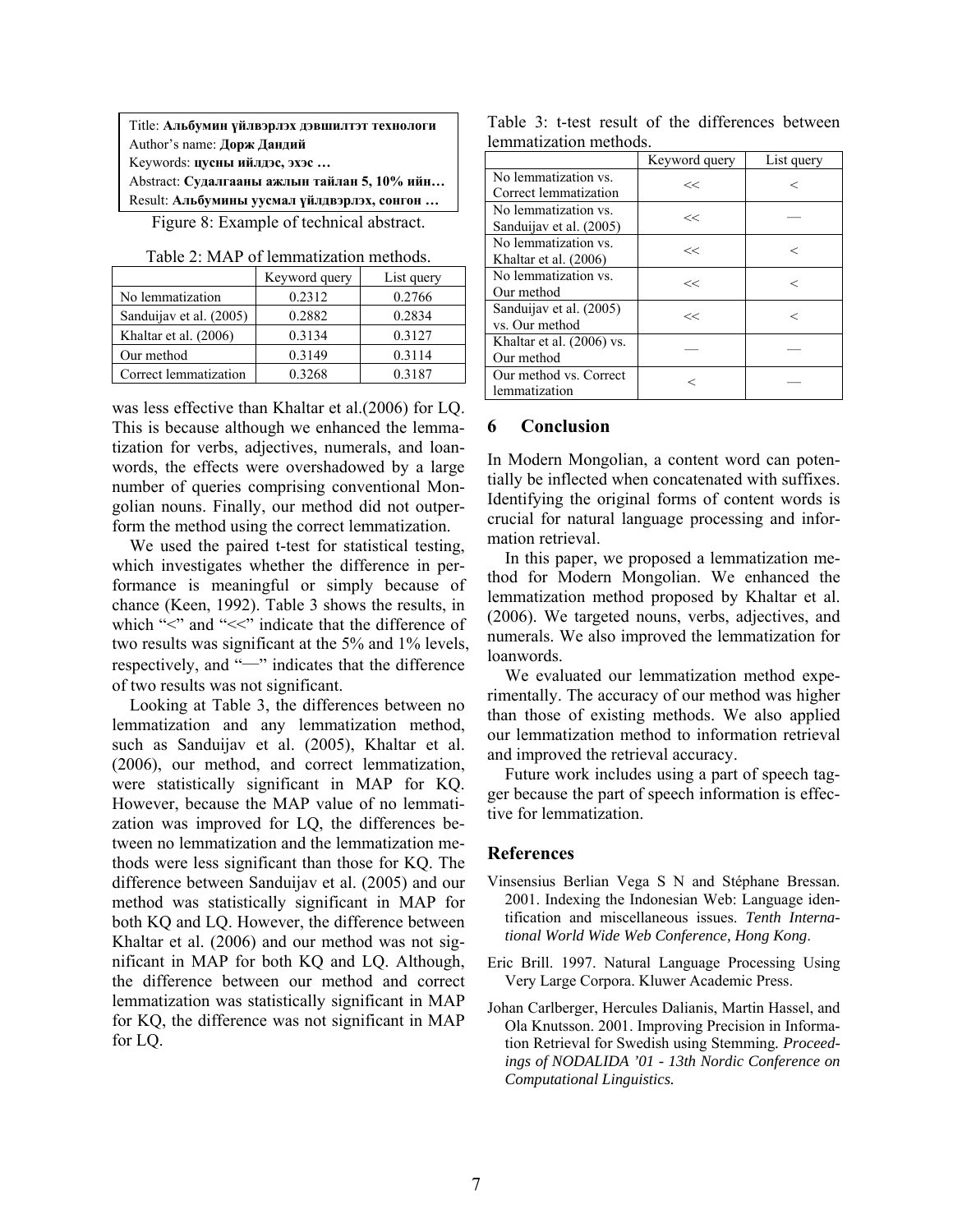Title: **Альбумин үйлвэрлэх дэвшилтэт технологи**
Author's name: **Дорж Дандий**
Keywords: **цусны ийлдэс, эхэс …**
Abstract: **Судалгааны ажлын тайлан 5, 10% ийн…**
Result: **Альбумины уусмал үйлдвэрлэх, сонгон …**

Figure 8: Example of technical abstract.

Table 2: MAP of lemmatization methods.

| | Keyword query | List query |
|---|---|---|
| No lemmatization | 0.2312 | 0.2766 |
| Sanduijav et al. (2005) | 0.2882 | 0.2834 |
| Khaltar et al. (2006) | 0.3134 | 0.3127 |
| Our method | 0.3149 | 0.3114 |
| Correct lemmatization | 0.3268 | 0.3187 |

was less effective than Khaltar et al.(2006) for LQ. This is because although we enhanced the lemmatization for verbs, adjectives, numerals, and loanwords, the effects were overshadowed by a large number of queries comprising conventional Mongolian nouns. Finally, our method did not outperform the method using the correct lemmatization.

We used the paired t-test for statistical testing, which investigates whether the difference in performance is meaningful or simply because of chance (Keen, 1992). Table 3 shows the results, in which "<" and "<<" indicate that the difference of two results was significant at the 5% and 1% levels, respectively, and "—" indicates that the difference of two results was not significant.

Looking at Table 3, the differences between no lemmatization and any lemmatization method, such as Sanduijav et al. (2005), Khaltar et al. (2006), our method, and correct lemmatization, were statistically significant in MAP for KQ. However, because the MAP value of no lemmatization was improved for LQ, the differences between no lemmatization and the lemmatization methods were less significant than those for KQ. The difference between Sanduijav et al. (2005) and our method was statistically significant in MAP for both KQ and LQ. However, the difference between Khaltar et al. (2006) and our method was not significant in MAP for both KQ and LQ. Although, the difference between our method and correct lemmatization was statistically significant in MAP for KQ, the difference was not significant in MAP for LQ.

Table 3: t-test result of the differences between lemmatization methods.

| | Keyword query | List query |
|---|---|---|
| No lemmatization vs. Correct lemmatization | << | < |
| No lemmatization vs. Sanduijav et al. (2005) | << | — |
| No lemmatization vs. Khaltar et al. (2006) | << | < |
| No lemmatization vs. Our method | << | < |
| Sanduijav et al. (2005) vs. Our method | << | < |
| Khaltar et al. (2006) vs. Our method | — | — |
| Our method vs. Correct lemmatization | < | — |

## 6 Conclusion

In Modern Mongolian, a content word can potentially be inflected when concatenated with suffixes. Identifying the original forms of content words is crucial for natural language processing and information retrieval.

In this paper, we proposed a lemmatization method for Modern Mongolian. We enhanced the lemmatization method proposed by Khaltar et al. (2006). We targeted nouns, verbs, adjectives, and numerals. We also improved the lemmatization for loanwords.

We evaluated our lemmatization method experimentally. The accuracy of our method was higher than those of existing methods. We also applied our lemmatization method to information retrieval and improved the retrieval accuracy.

Future work includes using a part of speech tagger because the part of speech information is effective for lemmatization.

## References

Vinsensius Berlian Vega S N and Stéphane Bressan. 2001. Indexing the Indonesian Web: Language identification and miscellaneous issues. *Tenth International World Wide Web Conference, Hong Kong*.

Eric Brill. 1997. Natural Language Processing Using Very Large Corpora. Kluwer Academic Press.

Johan Carlberger, Hercules Dalianis, Martin Hassel, and Ola Knutsson. 2001. Improving Precision in Information Retrieval for Swedish using Stemming. *Proceedings of NODALIDA '01 - 13th Nordic Conference on Computational Linguistics.*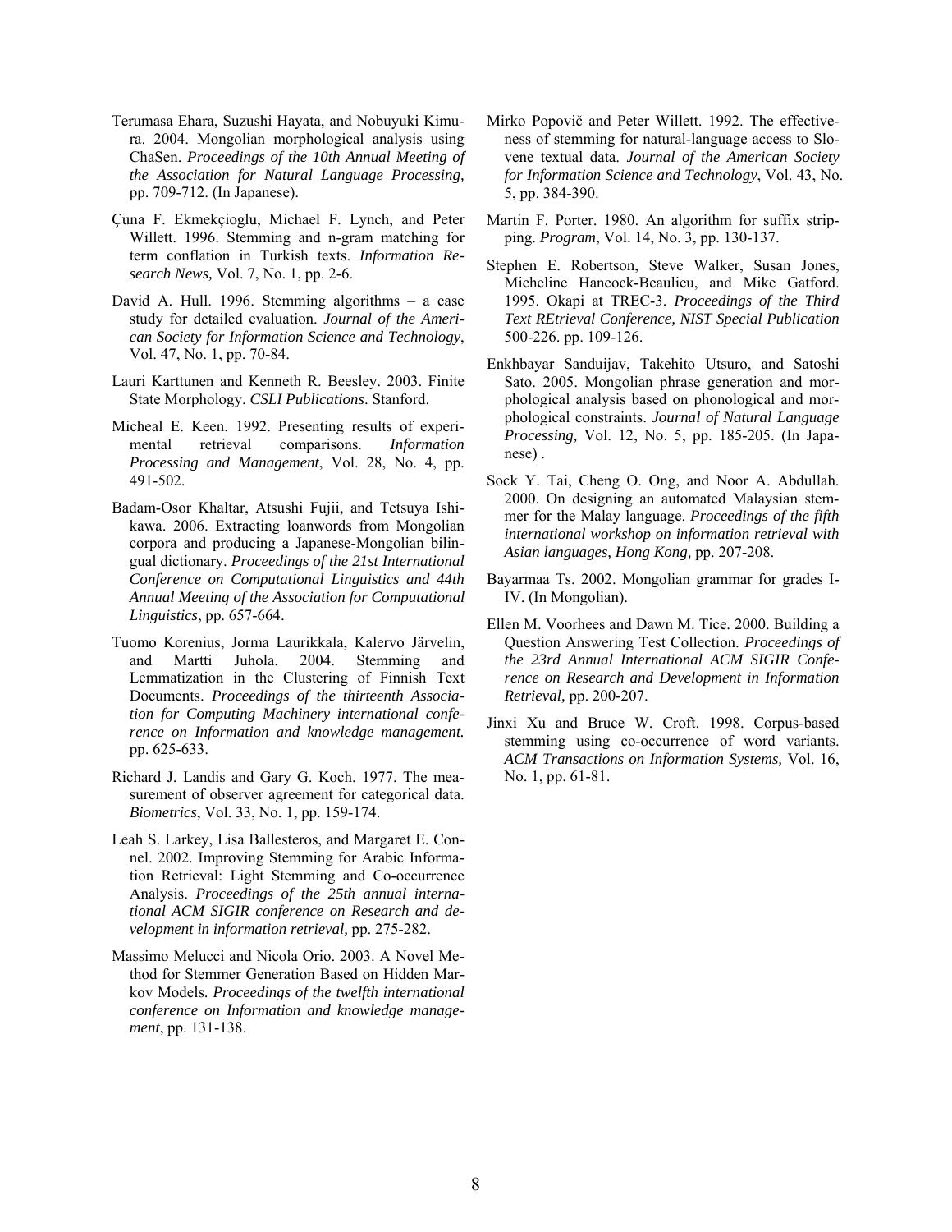Terumasa Ehara, Suzushi Hayata, and Nobuyuki Kimura. 2004. Mongolian morphological analysis using ChaSen. *Proceedings of the 10th Annual Meeting of the Association for Natural Language Processing,* pp. 709-712. (In Japanese).

Çuna F. Ekmekçioglu, Michael F. Lynch, and Peter Willett. 1996. Stemming and n-gram matching for term conflation in Turkish texts. *Information Research News,* Vol. 7, No. 1, pp. 2-6.

David A. Hull. 1996. Stemming algorithms – a case study for detailed evaluation. *Journal of the American Society for Information Science and Technology*, Vol. 47, No. 1, pp. 70-84.

Lauri Karttunen and Kenneth R. Beesley. 2003. Finite State Morphology. *CSLI Publications*. Stanford.

Micheal E. Keen. 1992. Presenting results of experimental retrieval comparisons. *Information Processing and Management*, Vol. 28, No. 4, pp. 491-502.

Badam-Osor Khaltar, Atsushi Fujii, and Tetsuya Ishikawa. 2006. Extracting loanwords from Mongolian corpora and producing a Japanese-Mongolian bilingual dictionary. *Proceedings of the 21st International Conference on Computational Linguistics and 44th Annual Meeting of the Association for Computational Linguistics*, pp. 657-664.

Tuomo Korenius, Jorma Laurikkala, Kalervo Järvelin, and Martti Juhola. 2004. Stemming and Lemmatization in the Clustering of Finnish Text Documents. *Proceedings of the thirteenth Association for Computing Machinery international conference on Information and knowledge management.* pp. 625-633.

Richard J. Landis and Gary G. Koch. 1977. The measurement of observer agreement for categorical data. *Biometrics*, Vol. 33, No. 1, pp. 159-174.

Leah S. Larkey, Lisa Ballesteros, and Margaret E. Connel. 2002. Improving Stemming for Arabic Information Retrieval: Light Stemming and Co-occurrence Analysis. *Proceedings of the 25th annual international ACM SIGIR conference on Research and development in information retrieval,* pp. 275-282.

Massimo Melucci and Nicola Orio. 2003. A Novel Method for Stemmer Generation Based on Hidden Markov Models. *Proceedings of the twelfth international conference on Information and knowledge management*, pp. 131-138.

Mirko Popovič and Peter Willett. 1992. The effectiveness of stemming for natural-language access to Slovene textual data. *Journal of the American Society for Information Science and Technology*, Vol. 43, No. 5, pp. 384-390.

Martin F. Porter. 1980. An algorithm for suffix stripping. *Program*, Vol. 14, No. 3, pp. 130-137.

Stephen E. Robertson, Steve Walker, Susan Jones, Micheline Hancock-Beaulieu, and Mike Gatford. 1995. Okapi at TREC-3. *Proceedings of the Third Text REtrieval Conference, NIST Special Publication* 500-226. pp. 109-126.

Enkhbayar Sanduijav, Takehito Utsuro, and Satoshi Sato. 2005. Mongolian phrase generation and morphological analysis based on phonological and morphological constraints. *Journal of Natural Language Processing,* Vol. 12, No. 5, pp. 185-205. (In Japanese) .

Sock Y. Tai, Cheng O. Ong, and Noor A. Abdullah. 2000. On designing an automated Malaysian stemmer for the Malay language. *Proceedings of the fifth international workshop on information retrieval with Asian languages, Hong Kong,* pp. 207-208.

Bayarmaa Ts. 2002. Mongolian grammar for grades I-IV. (In Mongolian).

Ellen M. Voorhees and Dawn M. Tice. 2000. Building a Question Answering Test Collection. *Proceedings of the 23rd Annual International ACM SIGIR Conference on Research and Development in Information Retrieval,* pp. 200-207.

Jinxi Xu and Bruce W. Croft. 1998. Corpus-based stemming using co-occurrence of word variants. *ACM Transactions on Information Systems,* Vol. 16, No. 1, pp. 61-81.